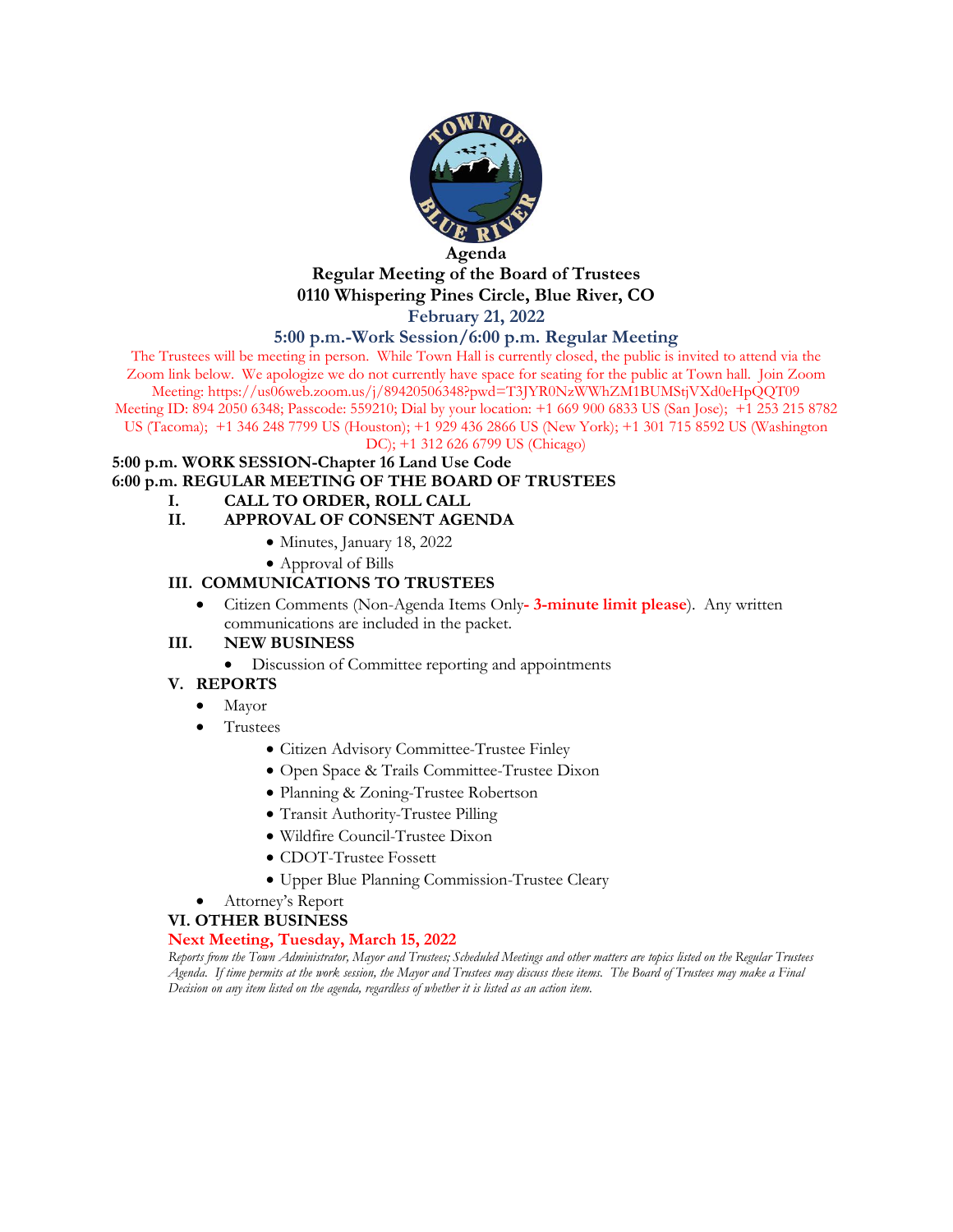# Agenda

## Regular Meeting of the Board of Trustees

## 0110 Whispering Pines Circle, Blue River, CO

## February 21, 2022

## 5:00 p.m.-Work Session/6:00 p.m. Regular Meeting

The Trustees will be meeting in person. While Town Hall is currently closed, the public is invited to attend via the Zoom link below. We apologize we do not currently have space for seating for the public at Town hall. Join Zoom Meeting: https://us06web.zoom.us/j/89420506348?pwd=T3JYR0NzWWhZM1BUMStjVXd0eHpQQT09
Meeting ID: 894 2050 6348; Passcode: 559210; Dial by your location: +1 669 900 6833 US (San Jose); +1 253 215 8782 US (Tacoma); +1 346 248 7799 US (Houston); +1 929 436 2866 US (New York); +1 301 715 8592 US (Washington DC); +1 312 626 6799 US (Chicago)

**5:00 p.m. WORK SESSION-Chapter 16 Land Use Code**

**6:00 p.m. REGULAR MEETING OF THE BOARD OF TRUSTEES**

**I. CALL TO ORDER, ROLL CALL**

**II. APPROVAL OF CONSENT AGENDA**

- Minutes, January 18, 2022
- Approval of Bills

**III. COMMUNICATIONS TO TRUSTEES**

- Citizen Comments (Non-Agenda Items Only**- 3-minute limit please**). Any written communications are included in the packet.

**III. NEW BUSINESS**

- Discussion of Committee reporting and appointments

**V. REPORTS**

- Mayor
- Trustees
  - Citizen Advisory Committee-Trustee Finley
  - Open Space & Trails Committee-Trustee Dixon
  - Planning & Zoning-Trustee Robertson
  - Transit Authority-Trustee Pilling
  - Wildfire Council-Trustee Dixon
  - CDOT-Trustee Fossett
  - Upper Blue Planning Commission-Trustee Cleary
- Attorney's Report

**VI. OTHER BUSINESS**

**Next Meeting, Tuesday, March 15, 2022**

*Reports from the Town Administrator, Mayor and Trustees; Scheduled Meetings and other matters are topics listed on the Regular Trustees Agenda. If time permits at the work session, the Mayor and Trustees may discuss these items. The Board of Trustees may make a Final Decision on any item listed on the agenda, regardless of whether it is listed as an action item.*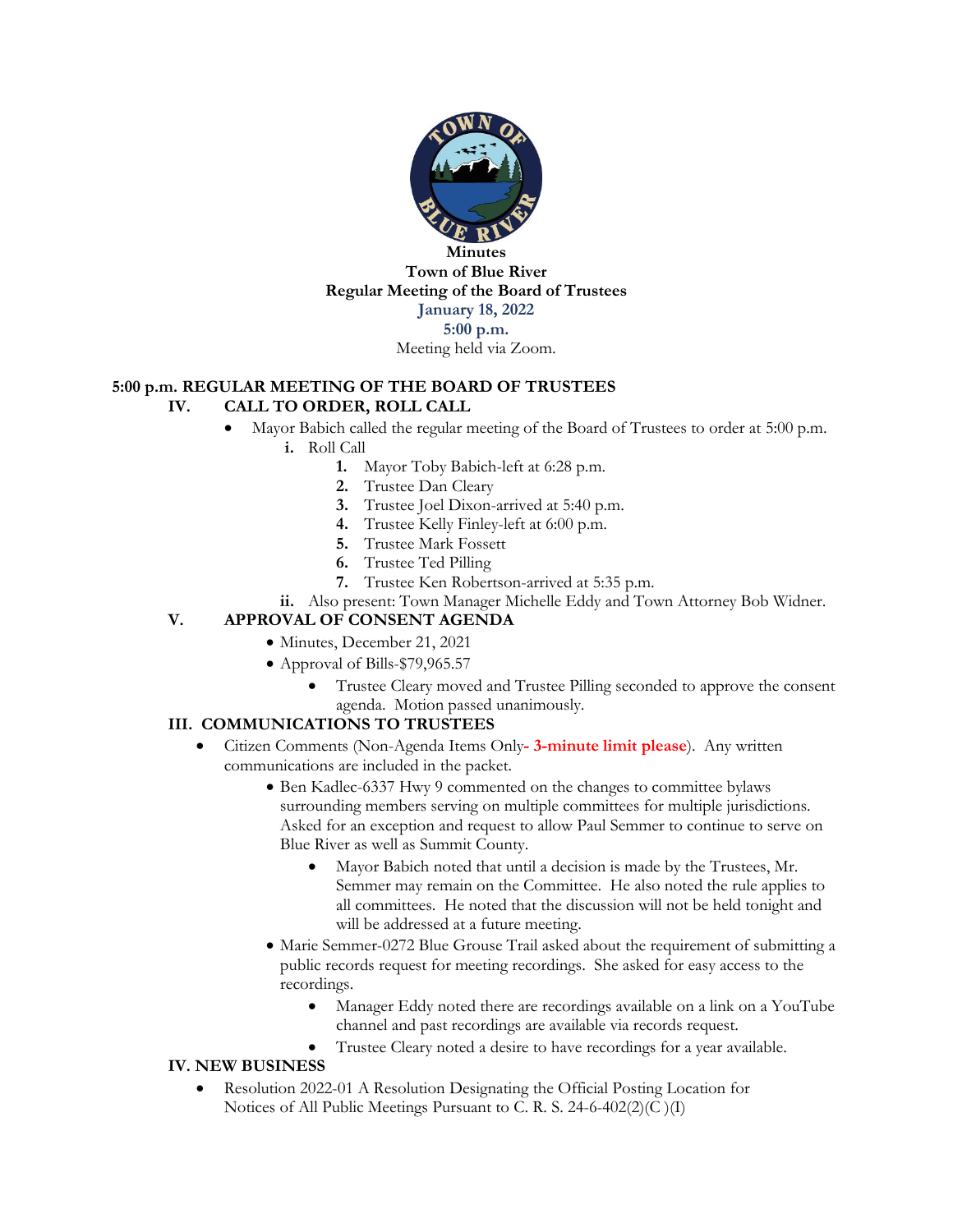**Minutes**
**Town of Blue River**
**Regular Meeting of the Board of Trustees**
**January 18, 2022**
**5:00 p.m.**
Meeting held via Zoom.

## 5:00 p.m. REGULAR MEETING OF THE BOARD OF TRUSTEES

### IV. CALL TO ORDER, ROLL CALL

- Mayor Babich called the regular meeting of the Board of Trustees to order at 5:00 p.m.
    - **i.** Roll Call
        1. Mayor Toby Babich-left at 6:28 p.m.
        2. Trustee Dan Cleary
        3. Trustee Joel Dixon-arrived at 5:40 p.m.
        4. Trustee Kelly Finley-left at 6:00 p.m.
        5. Trustee Mark Fossett
        6. Trustee Ted Pilling
        7. Trustee Ken Robertson-arrived at 5:35 p.m.
    - **ii.** Also present: Town Manager Michelle Eddy and Town Attorney Bob Widner.

### V. APPROVAL OF CONSENT AGENDA

- Minutes, December 21, 2021
- Approval of Bills-$79,965.57
    - Trustee Cleary moved and Trustee Pilling seconded to approve the consent agenda. Motion passed unanimously.

### III. COMMUNICATIONS TO TRUSTEES

- Citizen Comments (Non-Agenda Items Only**- 3-minute limit please**). Any written communications are included in the packet.
    - Ben Kadlec-6337 Hwy 9 commented on the changes to committee bylaws surrounding members serving on multiple committees for multiple jurisdictions. Asked for an exception and request to allow Paul Semmer to continue to serve on Blue River as well as Summit County.
        - Mayor Babich noted that until a decision is made by the Trustees, Mr. Semmer may remain on the Committee. He also noted the rule applies to all committees. He noted that the discussion will not be held tonight and will be addressed at a future meeting.
    - Marie Semmer-0272 Blue Grouse Trail asked about the requirement of submitting a public records request for meeting recordings. She asked for easy access to the recordings.
        - Manager Eddy noted there are recordings available on a link on a YouTube channel and past recordings are available via records request.
        - Trustee Cleary noted a desire to have recordings for a year available.

### IV. NEW BUSINESS

- Resolution 2022-01 A Resolution Designating the Official Posting Location for Notices of All Public Meetings Pursuant to C. R. S. 24-6-402(2)(C )(I)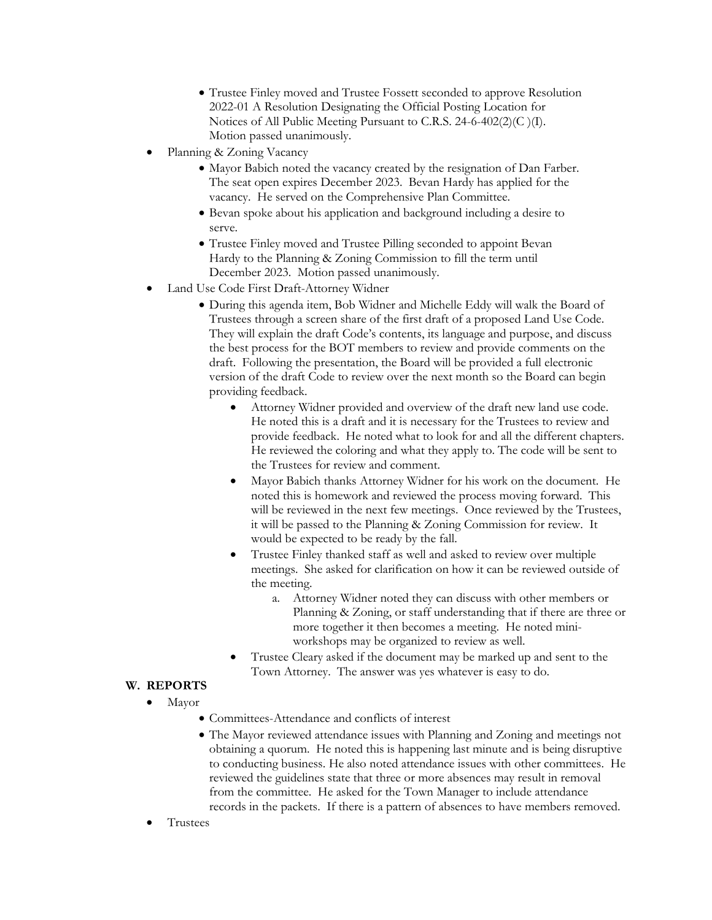- Trustee Finley moved and Trustee Fossett seconded to approve Resolution 2022-01 A Resolution Designating the Official Posting Location for Notices of All Public Meeting Pursuant to C.R.S. 24-6-402(2)(C )(I). Motion passed unanimously.

- Planning & Zoning Vacancy
  - Mayor Babich noted the vacancy created by the resignation of Dan Farber. The seat open expires December 2023. Bevan Hardy has applied for the vacancy. He served on the Comprehensive Plan Committee.
  - Bevan spoke about his application and background including a desire to serve.
  - Trustee Finley moved and Trustee Pilling seconded to appoint Bevan Hardy to the Planning & Zoning Commission to fill the term until December 2023. Motion passed unanimously.
- Land Use Code First Draft-Attorney Widner
  - During this agenda item, Bob Widner and Michelle Eddy will walk the Board of Trustees through a screen share of the first draft of a proposed Land Use Code. They will explain the draft Code's contents, its language and purpose, and discuss the best process for the BOT members to review and provide comments on the draft. Following the presentation, the Board will be provided a full electronic version of the draft Code to review over the next month so the Board can begin providing feedback.
    - Attorney Widner provided and overview of the draft new land use code. He noted this is a draft and it is necessary for the Trustees to review and provide feedback. He noted what to look for and all the different chapters. He reviewed the coloring and what they apply to. The code will be sent to the Trustees for review and comment.
    - Mayor Babich thanks Attorney Widner for his work on the document. He noted this is homework and reviewed the process moving forward. This will be reviewed in the next few meetings. Once reviewed by the Trustees, it will be passed to the Planning & Zoning Commission for review. It would be expected to be ready by the fall.
    - Trustee Finley thanked staff as well and asked to review over multiple meetings. She asked for clarification on how it can be reviewed outside of the meeting.
      a. Attorney Widner noted they can discuss with other members or Planning & Zoning, or staff understanding that if there are three or more together it then becomes a meeting. He noted mini-workshops may be organized to review as well.
    - Trustee Cleary asked if the document may be marked up and sent to the Town Attorney. The answer was yes whatever is easy to do.

## W. REPORTS

- Mayor
  - Committees-Attendance and conflicts of interest
  - The Mayor reviewed attendance issues with Planning and Zoning and meetings not obtaining a quorum. He noted this is happening last minute and is being disruptive to conducting business. He also noted attendance issues with other committees. He reviewed the guidelines state that three or more absences may result in removal from the committee. He asked for the Town Manager to include attendance records in the packets. If there is a pattern of absences to have members removed.
- Trustees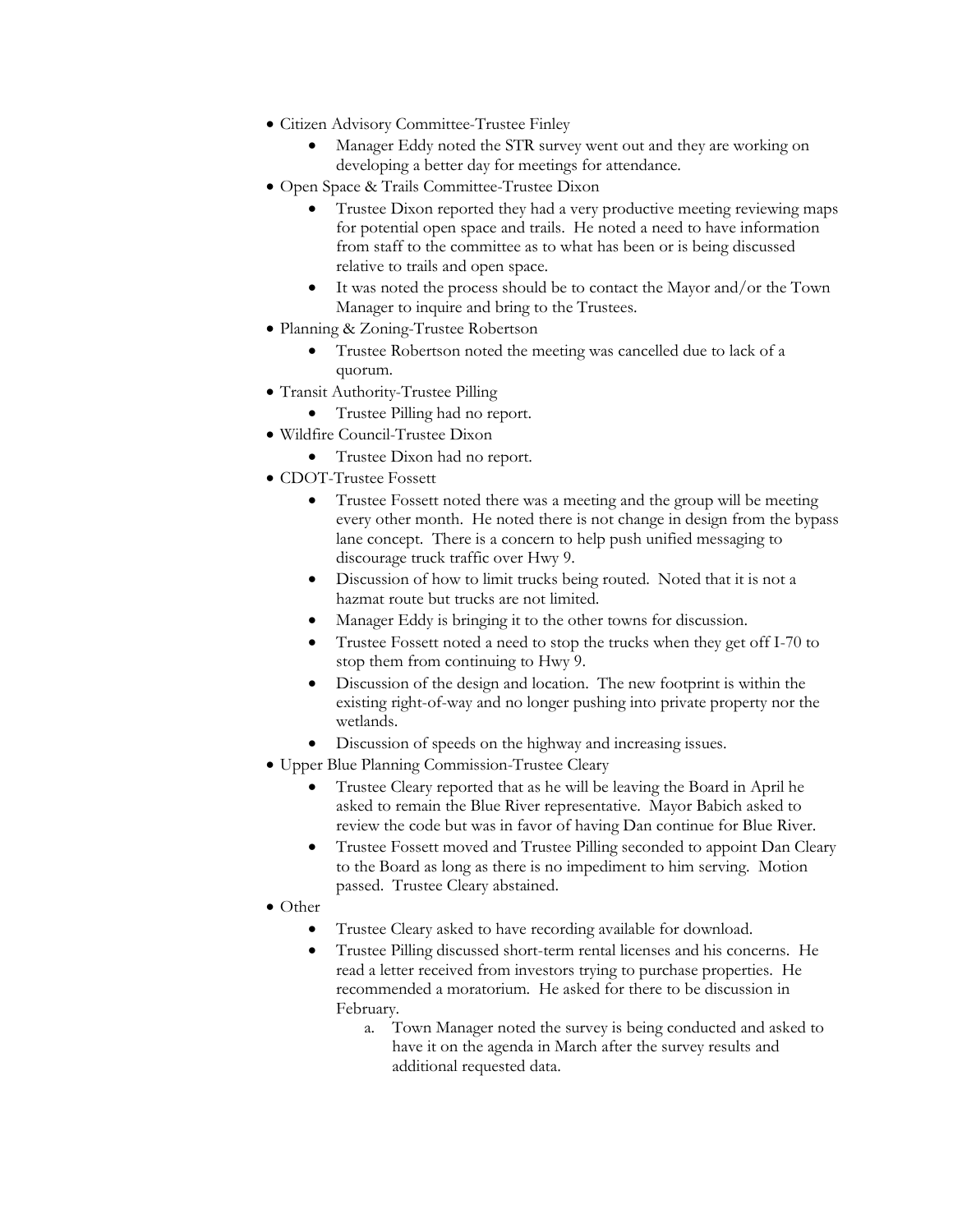- Citizen Advisory Committee-Trustee Finley
    - Manager Eddy noted the STR survey went out and they are working on developing a better day for meetings for attendance.
- Open Space & Trails Committee-Trustee Dixon
    - Trustee Dixon reported they had a very productive meeting reviewing maps for potential open space and trails. He noted a need to have information from staff to the committee as to what has been or is being discussed relative to trails and open space.
    - It was noted the process should be to contact the Mayor and/or the Town Manager to inquire and bring to the Trustees.
- Planning & Zoning-Trustee Robertson
    - Trustee Robertson noted the meeting was cancelled due to lack of a quorum.
- Transit Authority-Trustee Pilling
    - Trustee Pilling had no report.
- Wildfire Council-Trustee Dixon
    - Trustee Dixon had no report.
- CDOT-Trustee Fossett
    - Trustee Fossett noted there was a meeting and the group will be meeting every other month. He noted there is not change in design from the bypass lane concept. There is a concern to help push unified messaging to discourage truck traffic over Hwy 9.
    - Discussion of how to limit trucks being routed. Noted that it is not a hazmat route but trucks are not limited.
    - Manager Eddy is bringing it to the other towns for discussion.
    - Trustee Fossett noted a need to stop the trucks when they get off I-70 to stop them from continuing to Hwy 9.
    - Discussion of the design and location. The new footprint is within the existing right-of-way and no longer pushing into private property nor the wetlands.
    - Discussion of speeds on the highway and increasing issues.
- Upper Blue Planning Commission-Trustee Cleary
    - Trustee Cleary reported that as he will be leaving the Board in April he asked to remain the Blue River representative. Mayor Babich asked to review the code but was in favor of having Dan continue for Blue River.
    - Trustee Fossett moved and Trustee Pilling seconded to appoint Dan Cleary to the Board as long as there is no impediment to him serving. Motion passed. Trustee Cleary abstained.
- Other
    - Trustee Cleary asked to have recording available for download.
    - Trustee Pilling discussed short-term rental licenses and his concerns. He read a letter received from investors trying to purchase properties. He recommended a moratorium. He asked for there to be discussion in February.
        a. Town Manager noted the survey is being conducted and asked to have it on the agenda in March after the survey results and additional requested data.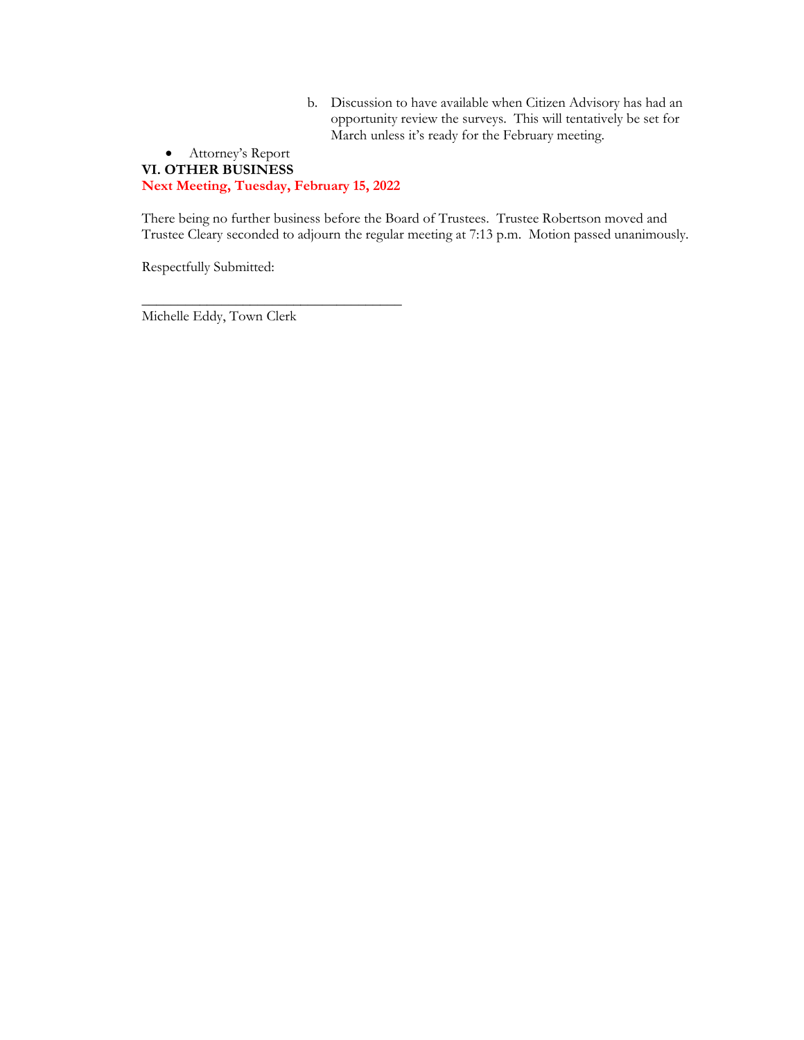b. Discussion to have available when Citizen Advisory has had an opportunity review the surveys. This will tentatively be set for March unless it's ready for the February meeting.

- Attorney's Report

**VI. OTHER BUSINESS**

**Next Meeting, Tuesday, February 15, 2022**

There being no further business before the Board of Trustees. Trustee Robertson moved and Trustee Cleary seconded to adjourn the regular meeting at 7:13 p.m. Motion passed unanimously.

Respectfully Submitted:

_____________________________________

Michelle Eddy, Town Clerk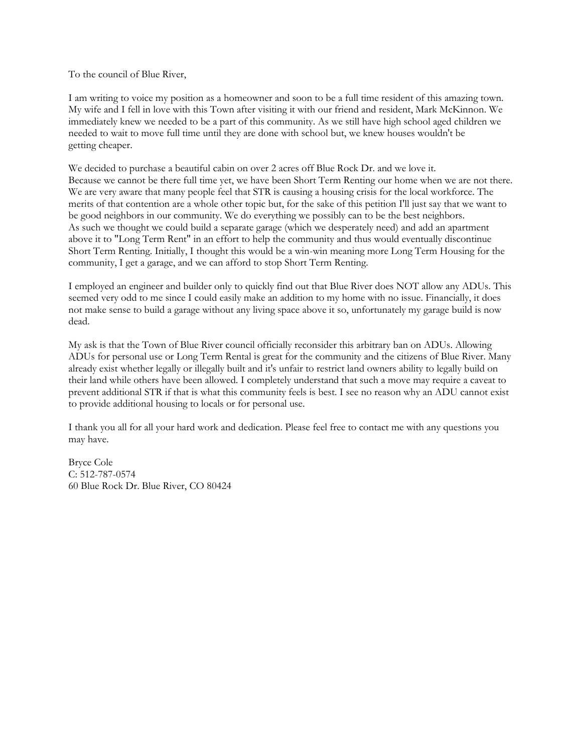To the council of Blue River,

I am writing to voice my position as a homeowner and soon to be a full time resident of this amazing town. My wife and I fell in love with this Town after visiting it with our friend and resident, Mark McKinnon. We immediately knew we needed to be a part of this community. As we still have high school aged children we needed to wait to move full time until they are done with school but, we knew houses wouldn't be getting cheaper.

We decided to purchase a beautiful cabin on over 2 acres off Blue Rock Dr. and we love it.
Because we cannot be there full time yet, we have been Short Term Renting our home when we are not there. We are very aware that many people feel that STR is causing a housing crisis for the local workforce. The merits of that contention are a whole other topic but, for the sake of this petition I'll just say that we want to be good neighbors in our community. We do everything we possibly can to be the best neighbors.
As such we thought we could build a separate garage (which we desperately need) and add an apartment above it to "Long Term Rent" in an effort to help the community and thus would eventually discontinue Short Term Renting. Initially, I thought this would be a win-win meaning more Long Term Housing for the community, I get a garage, and we can afford to stop Short Term Renting.

I employed an engineer and builder only to quickly find out that Blue River does NOT allow any ADUs. This seemed very odd to me since I could easily make an addition to my home with no issue. Financially, it does not make sense to build a garage without any living space above it so, unfortunately my garage build is now dead.

My ask is that the Town of Blue River council officially reconsider this arbitrary ban on ADUs. Allowing ADUs for personal use or Long Term Rental is great for the community and the citizens of Blue River. Many already exist whether legally or illegally built and it's unfair to restrict land owners ability to legally build on their land while others have been allowed. I completely understand that such a move may require a caveat to prevent additional STR if that is what this community feels is best. I see no reason why an ADU cannot exist to provide additional housing to locals or for personal use.

I thank you all for all your hard work and dedication. Please feel free to contact me with any questions you may have.

Bryce Cole
C: 512-787-0574
60 Blue Rock Dr. Blue River, CO 80424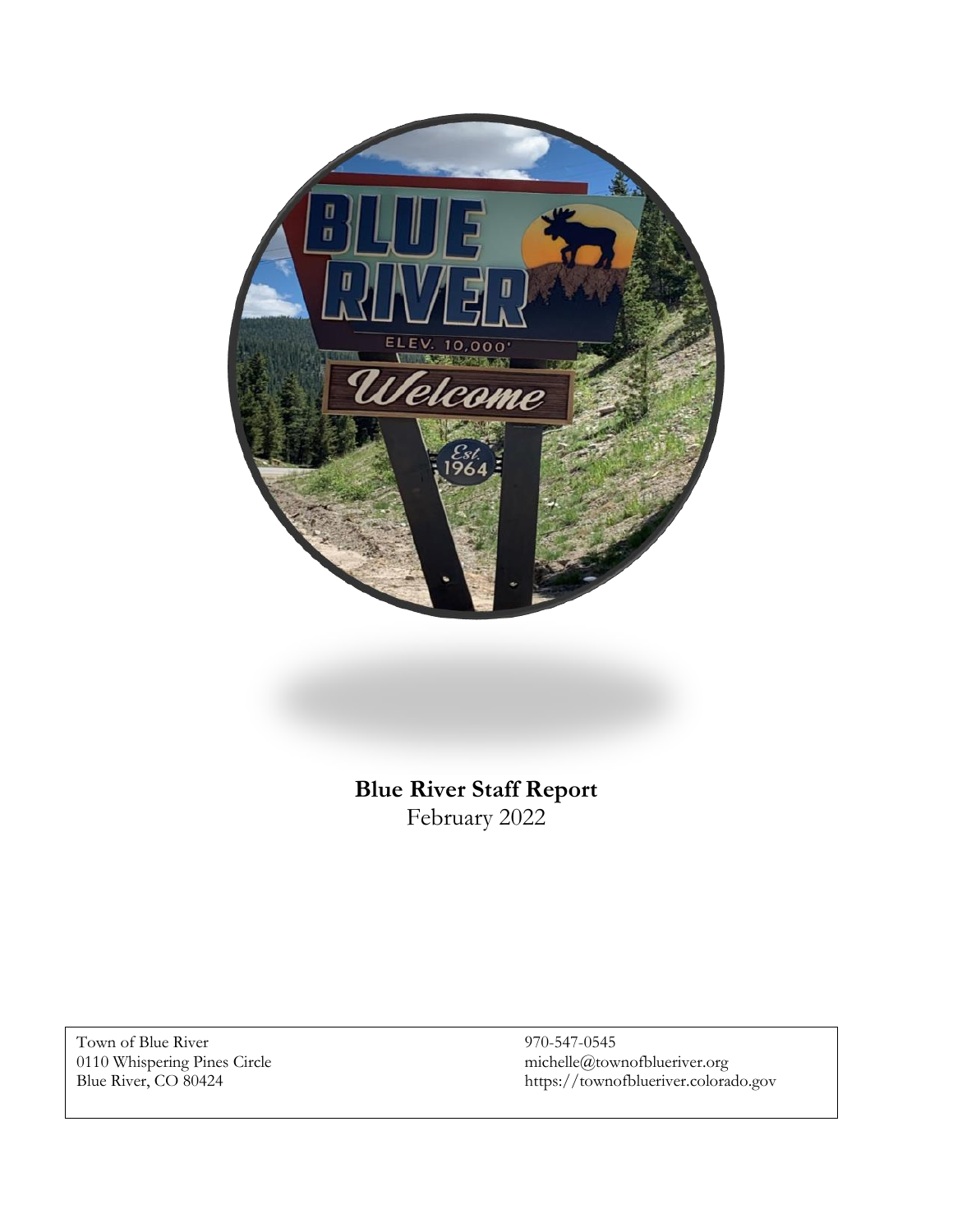**Blue River Staff Report**
February 2022

Town of Blue River
0110 Whispering Pines Circle
Blue River, CO 80424

970-547-0545
michelle@townofblueriver.org
https://townofblueriver.colorado.gov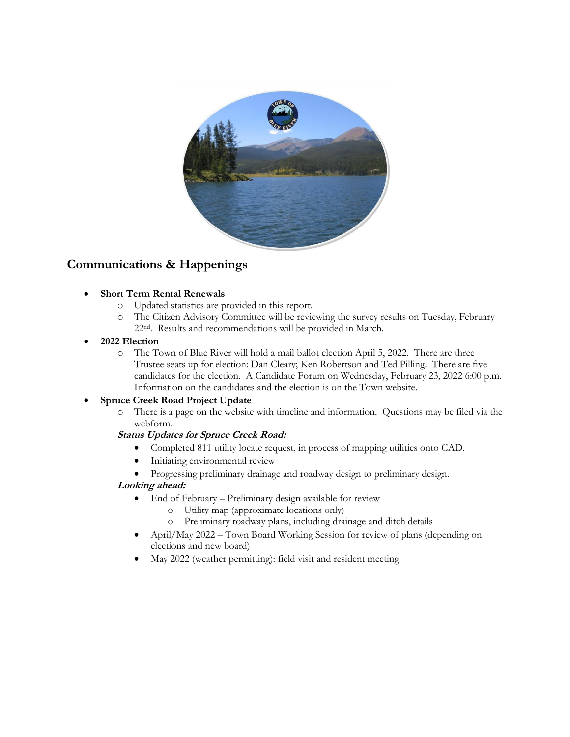## Communications & Happenings

- **Short Term Rental Renewals**
  - Updated statistics are provided in this report.
  - The Citizen Advisory Committee will be reviewing the survey results on Tuesday, February 22nd. Results and recommendations will be provided in March.
- **2022 Election**
  - The Town of Blue River will hold a mail ballot election April 5, 2022. There are three Trustee seats up for election: Dan Cleary; Ken Robertson and Ted Pilling. There are five candidates for the election. A Candidate Forum on Wednesday, February 23, 2022 6:00 p.m. Information on the candidates and the election is on the Town website.
- **Spruce Creek Road Project Update**
  - There is a page on the website with timeline and information. Questions may be filed via the webform.

  ***Status Updates for Spruce Creek Road:***
  - Completed 811 utility locate request, in process of mapping utilities onto CAD.
  - Initiating environmental review
  - Progressing preliminary drainage and roadway design to preliminary design.

  ***Looking ahead:***
  - End of February – Preliminary design available for review
    - Utility map (approximate locations only)
    - Preliminary roadway plans, including drainage and ditch details
  - April/May 2022 – Town Board Working Session for review of plans (depending on elections and new board)
  - May 2022 (weather permitting): field visit and resident meeting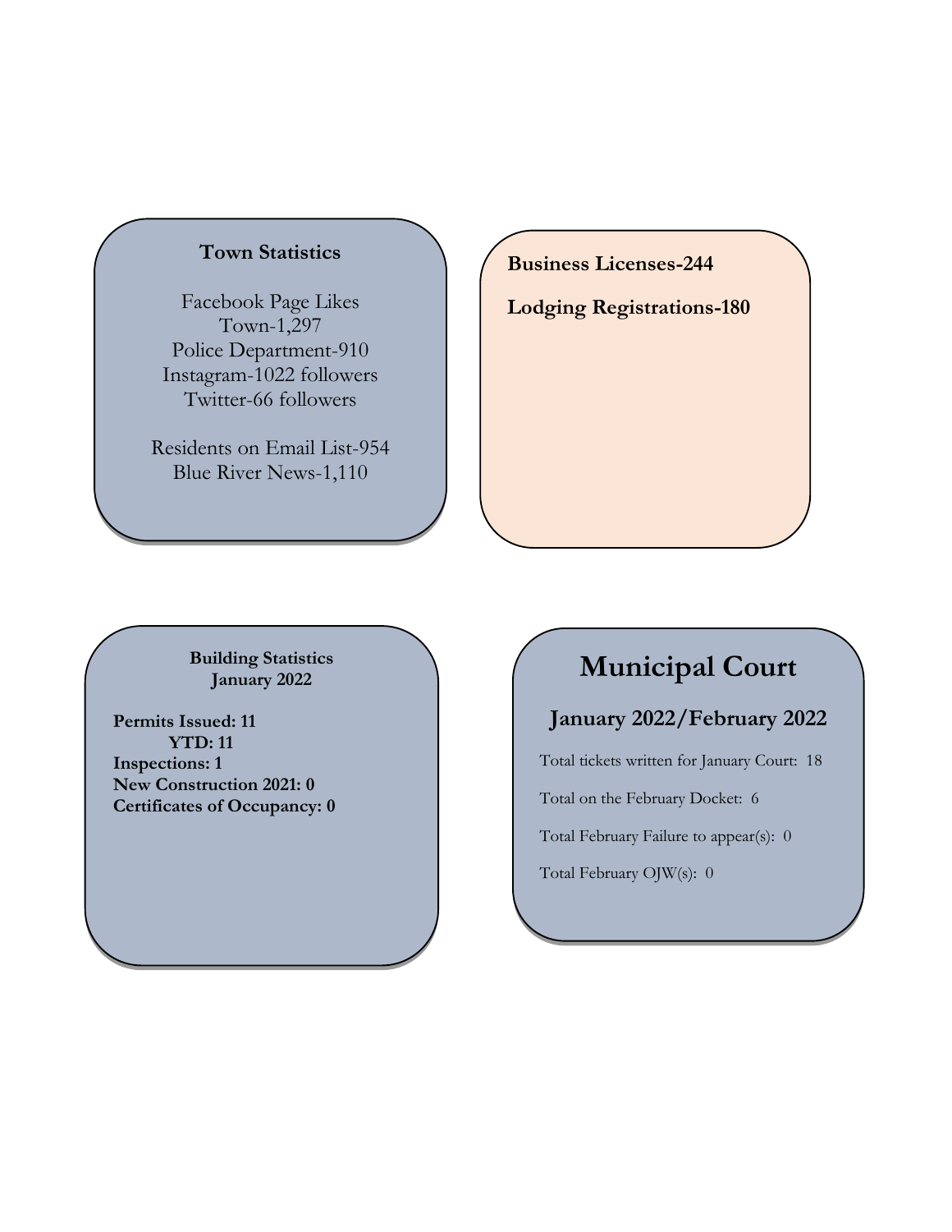### Town Statistics

Facebook Page Likes
Town-1,297
Police Department-910
Instagram-1022 followers
Twitter-66 followers

Residents on Email List-954
Blue River News-1,110

**Business Licenses-244**

**Lodging Registrations-180**

### Building Statistics January 2022

**Permits Issued: 11**
**YTD: 11**
**Inspections: 1**
**New Construction 2021: 0**
**Certificates of Occupancy: 0**

# Municipal Court

## January 2022/February 2022

Total tickets written for January Court: 18

Total on the February Docket: 6

Total February Failure to appear(s): 0

Total February OJW(s): 0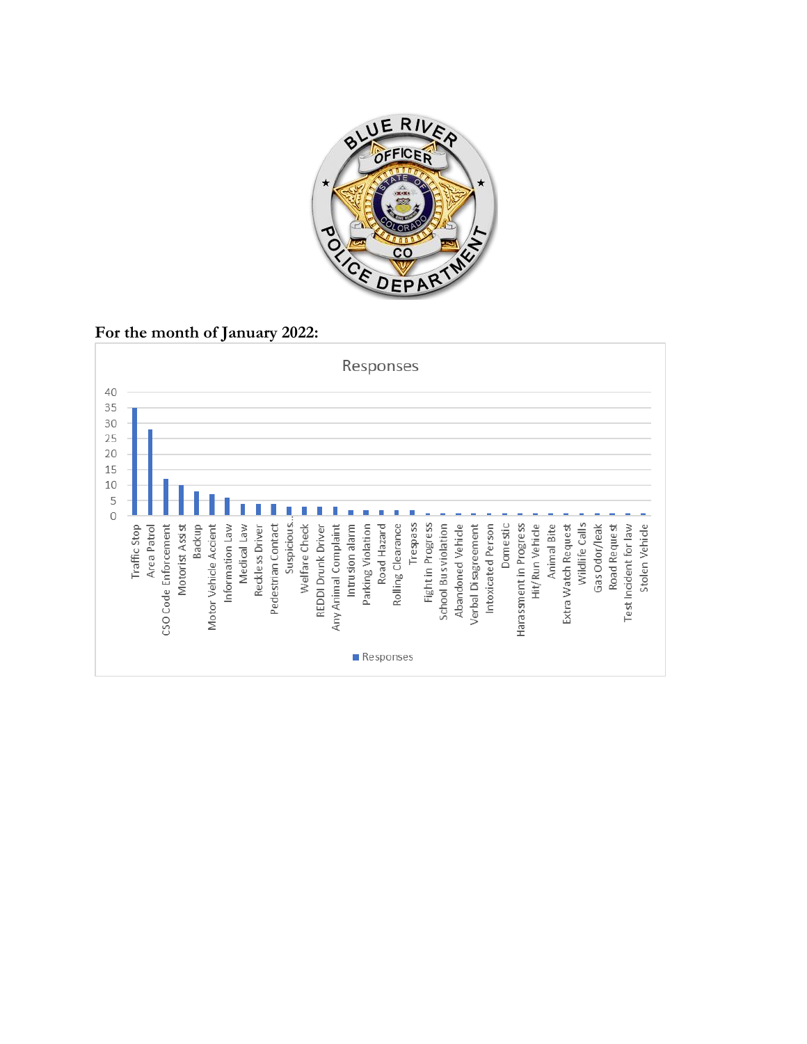**For the month of January 2022:**

Responses

| Category | Responses |
|---|---|
| Traffic Stop | 35 |
| Area Patrol | 28 |
| CSO Code Enforcement | 12 |
| Motorist Assist | 10 |
| Backup | 8 |
| Motor Vehicle Accient | 7 |
| Information Law | 6 |
| Medical Law | 4 |
| Reckless Driver | 4 |
| Pedestrian Contact | 4 |
| Suspicious... | 3 |
| Welfare Check | 3 |
| REDDI Drunk Driver | 3 |
| Any Animal Complaint | 3 |
| Intrusion alarm | 2 |
| Parking Violation | 2 |
| Road Hazard | 2 |
| Rolling Clearance | 2 |
| Trespass | 2 |
| Fight in Progress | 1 |
| School Bus violation | 1 |
| Abandoned Vehicle | 1 |
| Verbal Disagreement | 1 |
| Intoxicated Person | 1 |
| Domestic | 1 |
| Harassment in Progress | 1 |
| Hit/Run Vehicle | 1 |
| Animal Bite | 1 |
| Extra Watch Request | 1 |
| Wildlife Calls | 1 |
| Gas Odor/leak | 1 |
| Road Request | 1 |
| Test Incident for law | 1 |
| Stolen Vehicle | 1 |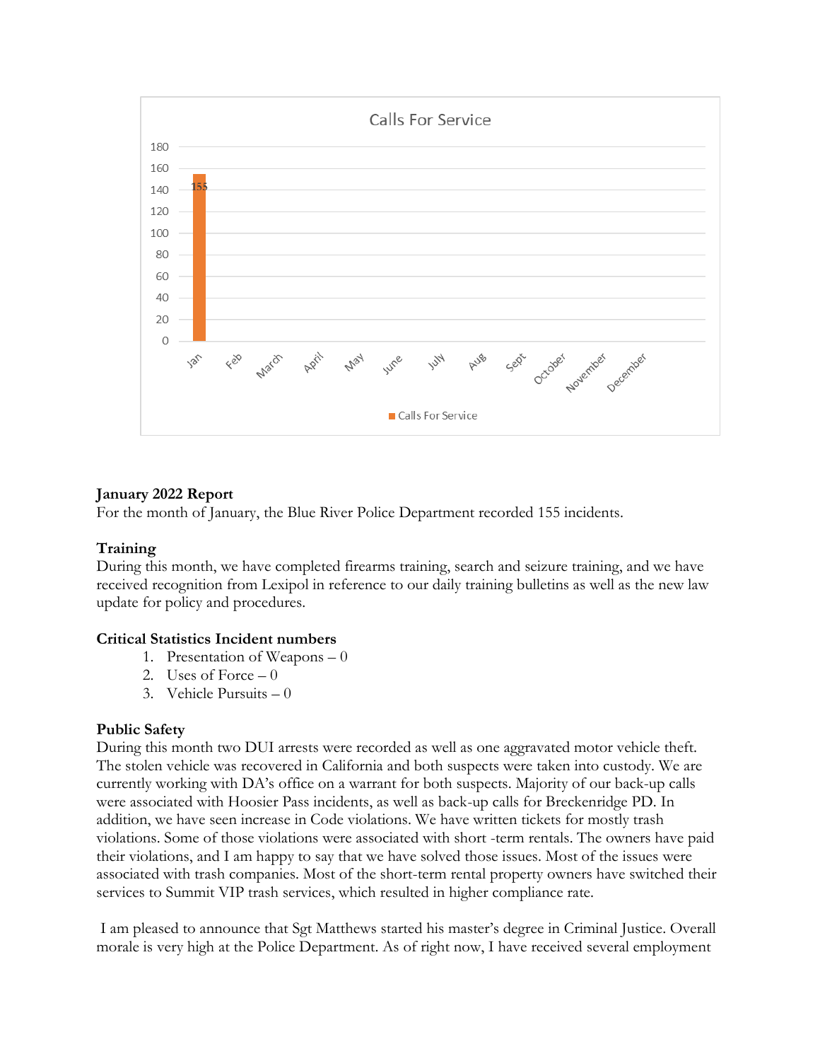Calls For Service

| | Jan | Feb | March | April | May | June | July | Aug | Sept | October | November | December |
|---|---|---|---|---|---|---|---|---|---|---|---|---|
| Calls For Service | 155 | | | | | | | | | | | |

**January 2022 Report**
For the month of January, the Blue River Police Department recorded 155 incidents.

**Training**
During this month, we have completed firearms training, search and seizure training, and we have received recognition from Lexipol in reference to our daily training bulletins as well as the new law update for policy and procedures.

**Critical Statistics Incident numbers**

1. Presentation of Weapons – 0
2. Uses of Force – 0
3. Vehicle Pursuits – 0

**Public Safety**
During this month two DUI arrests were recorded as well as one aggravated motor vehicle theft. The stolen vehicle was recovered in California and both suspects were taken into custody. We are currently working with DA's office on a warrant for both suspects. Majority of our back-up calls were associated with Hoosier Pass incidents, as well as back-up calls for Breckenridge PD. In addition, we have seen increase in Code violations. We have written tickets for mostly trash violations. Some of those violations were associated with short -term rentals. The owners have paid their violations, and I am happy to say that we have solved those issues. Most of the issues were associated with trash companies. Most of the short-term rental property owners have switched their services to Summit VIP trash services, which resulted in higher compliance rate.

I am pleased to announce that Sgt Matthews started his master's degree in Criminal Justice. Overall morale is very high at the Police Department. As of right now, I have received several employment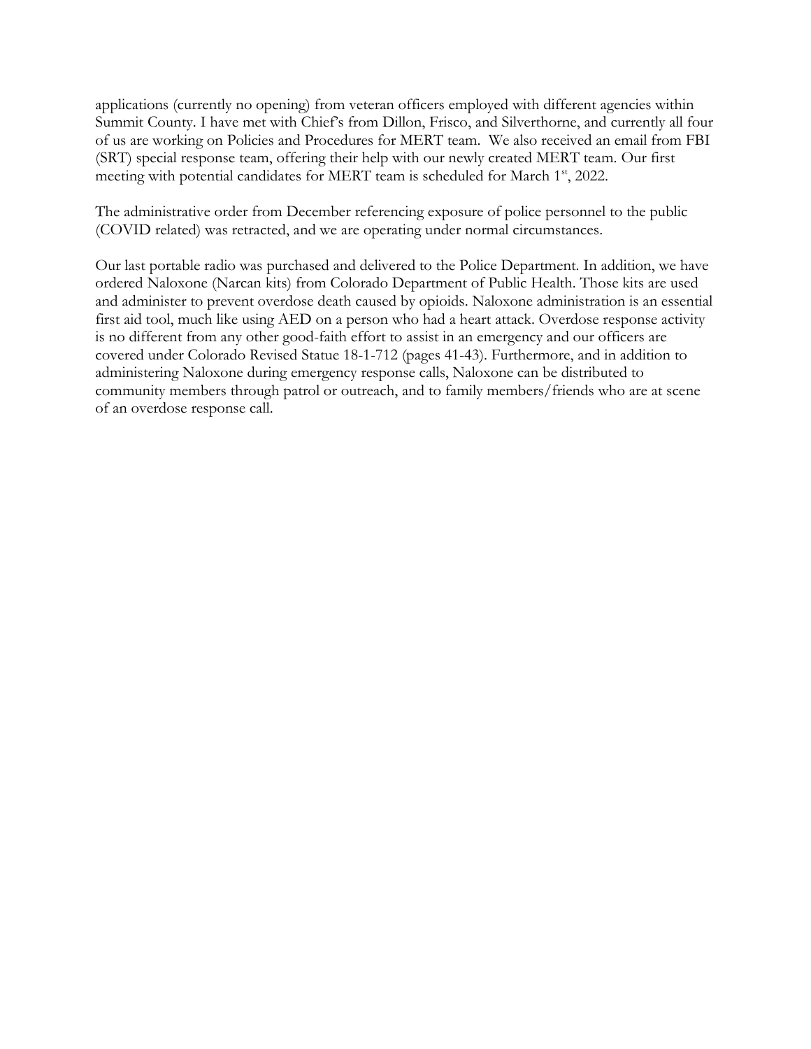applications (currently no opening) from veteran officers employed with different agencies within Summit County. I have met with Chief's from Dillon, Frisco, and Silverthorne, and currently all four of us are working on Policies and Procedures for MERT team. We also received an email from FBI (SRT) special response team, offering their help with our newly created MERT team. Our first meeting with potential candidates for MERT team is scheduled for March 1st, 2022.

The administrative order from December referencing exposure of police personnel to the public (COVID related) was retracted, and we are operating under normal circumstances.

Our last portable radio was purchased and delivered to the Police Department. In addition, we have ordered Naloxone (Narcan kits) from Colorado Department of Public Health. Those kits are used and administer to prevent overdose death caused by opioids. Naloxone administration is an essential first aid tool, much like using AED on a person who had a heart attack. Overdose response activity is no different from any other good-faith effort to assist in an emergency and our officers are covered under Colorado Revised Statue 18-1-712 (pages 41-43). Furthermore, and in addition to administering Naloxone during emergency response calls, Naloxone can be distributed to community members through patrol or outreach, and to family members/friends who are at scene of an overdose response call.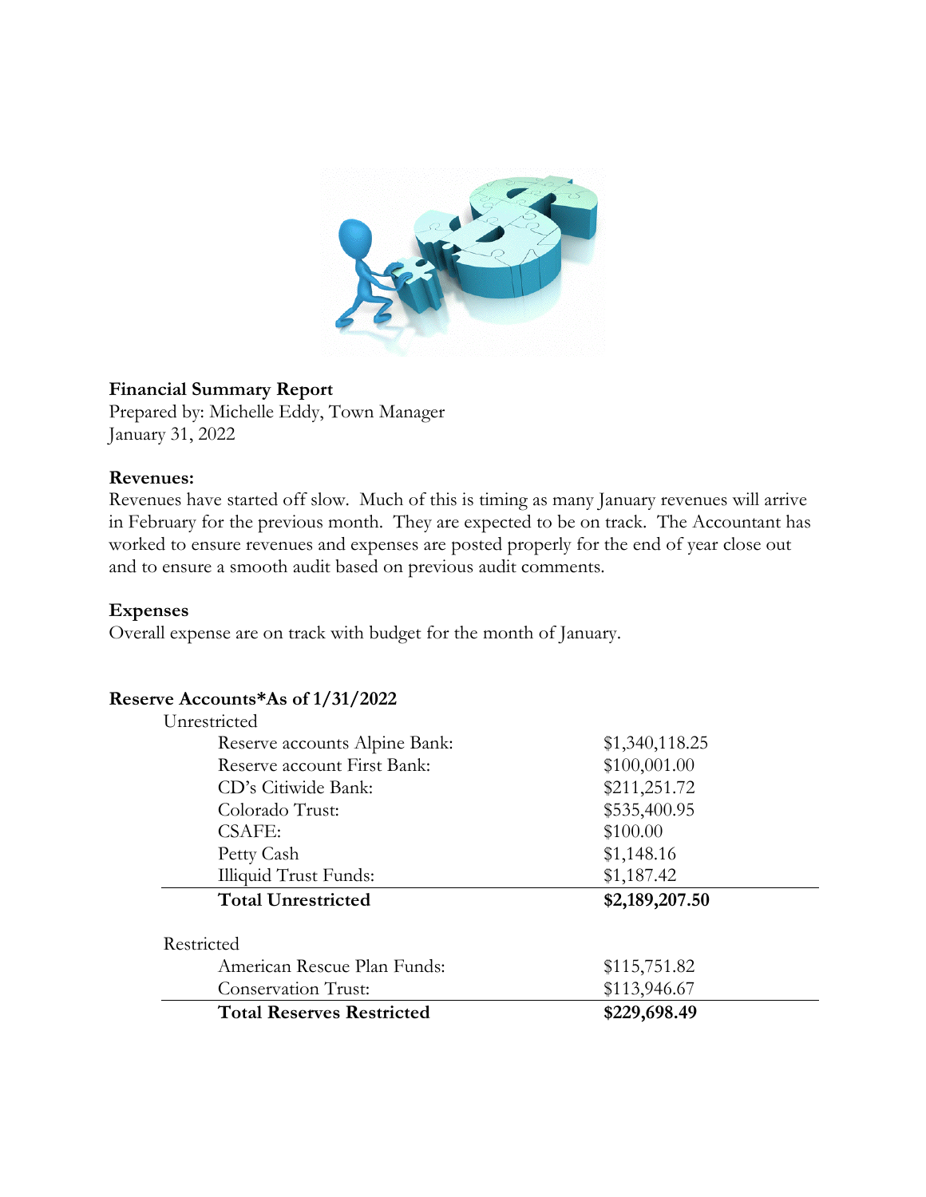**Financial Summary Report**
Prepared by: Michelle Eddy, Town Manager
January 31, 2022

**Revenues:**
Revenues have started off slow. Much of this is timing as many January revenues will arrive in February for the previous month. They are expected to be on track. The Accountant has worked to ensure revenues and expenses are posted properly for the end of year close out and to ensure a smooth audit based on previous audit comments.

**Expenses**
Overall expense are on track with budget for the month of January.

**Reserve Accounts*As of 1/31/2022**

| | |
|---|---|
| Unrestricted | |
| Reserve accounts Alpine Bank: | $1,340,118.25 |
| Reserve account First Bank: | $100,001.00 |
| CD's Citiwide Bank: | $211,251.72 |
| Colorado Trust: | $535,400.95 |
| CSAFE: | $100.00 |
| Petty Cash | $1,148.16 |
| Illiquid Trust Funds: | $1,187.42 |
| **Total Unrestricted** | **$2,189,207.50** |
| | |
| Restricted | |
| American Rescue Plan Funds: | $115,751.82 |
| Conservation Trust: | $113,946.67 |
| **Total Reserves Restricted** | **$229,698.49** |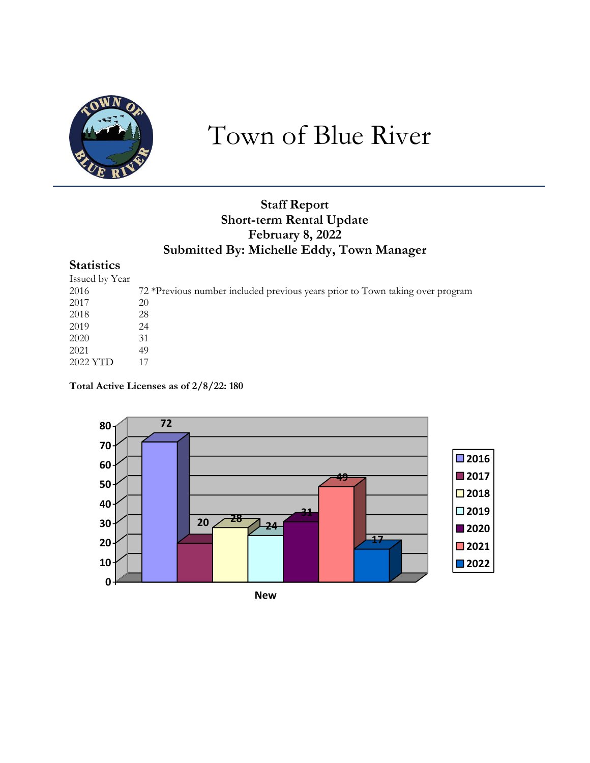# Town of Blue River

**Staff Report**
**Short-term Rental Update**
**February 8, 2022**
**Submitted By: Michelle Eddy, Town Manager**

## Statistics

Issued by Year

| | |
|---|---|
| 2016 | 72 *Previous number included previous years prior to Town taking over program |
| 2017 | 20 |
| 2018 | 28 |
| 2019 | 24 |
| 2020 | 31 |
| 2021 | 49 |
| 2022 YTD | 17 |

**Total Active Licenses as of 2/8/22: 180**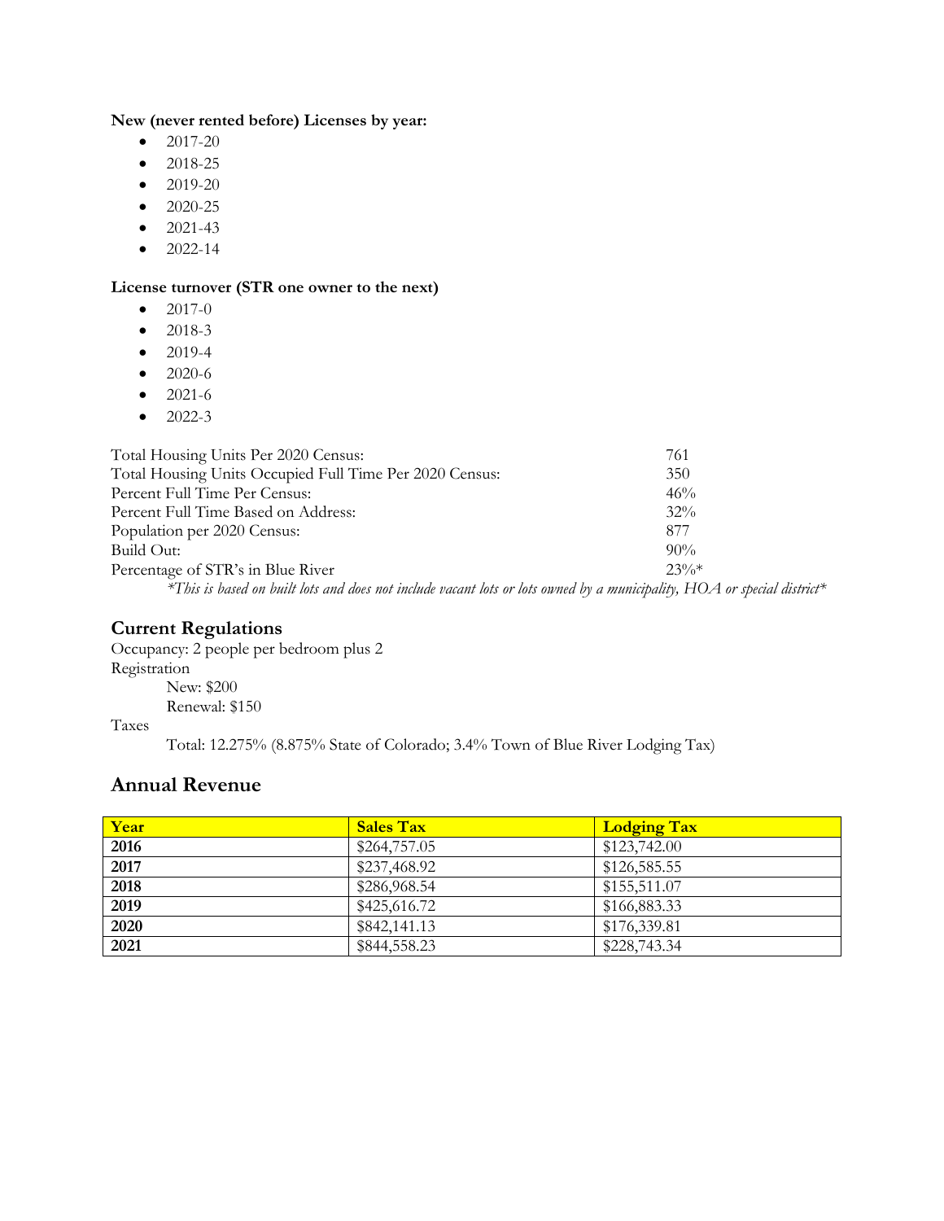**New (never rented before) Licenses by year:**

- 2017-20
- 2018-25
- 2019-20
- 2020-25
- 2021-43
- 2022-14

**License turnover (STR one owner to the next)**

- 2017-0
- 2018-3
- 2019-4
- 2020-6
- 2021-6
- 2022-3

| | |
|---|---|
| Total Housing Units Per 2020 Census: | 761 |
| Total Housing Units Occupied Full Time Per 2020 Census: | 350 |
| Percent Full Time Per Census: | 46% |
| Percent Full Time Based on Address: | 32% |
| Population per 2020 Census: | 877 |
| Build Out: | 90% |
| Percentage of STR's in Blue River | 23%* |

*\*This is based on built lots and does not include vacant lots or lots owned by a municipality, HOA or special district\**

## Current Regulations

Occupancy: 2 people per bedroom plus 2

Registration

New: $200

Renewal: $150

Taxes

Total: 12.275% (8.875% State of Colorado; 3.4% Town of Blue River Lodging Tax)

## Annual Revenue

| Year | Sales Tax | Lodging Tax |
|---|---|---|
| **2016** | $264,757.05 | $123,742.00 |
| **2017** | $237,468.92 | $126,585.55 |
| **2018** | $286,968.54 | $155,511.07 |
| **2019** | $425,616.72 | $166,883.33 |
| **2020** | $842,141.13 | $176,339.81 |
| **2021** | $844,558.23 | $228,743.34 |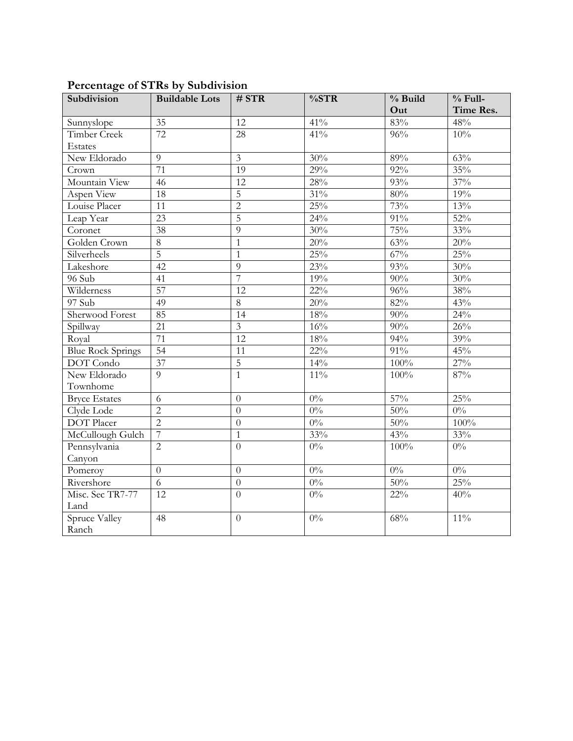## Percentage of STRs by Subdivision

| Subdivision | Buildable Lots | # STR | %STR | % Build Out | % Full-Time Res. |
|---|---|---|---|---|---|
| Sunnyslope | 35 | 12 | 41% | 83% | 48% |
| Timber Creek Estates | 72 | 28 | 41% | 96% | 10% |
| New Eldorado | 9 | 3 | 30% | 89% | 63% |
| Crown | 71 | 19 | 29% | 92% | 35% |
| Mountain View | 46 | 12 | 28% | 93% | 37% |
| Aspen View | 18 | 5 | 31% | 80% | 19% |
| Louise Placer | 11 | 2 | 25% | 73% | 13% |
| Leap Year | 23 | 5 | 24% | 91% | 52% |
| Coronet | 38 | 9 | 30% | 75% | 33% |
| Golden Crown | 8 | 1 | 20% | 63% | 20% |
| Silverheels | 5 | 1 | 25% | 67% | 25% |
| Lakeshore | 42 | 9 | 23% | 93% | 30% |
| 96 Sub | 41 | 7 | 19% | 90% | 30% |
| Wilderness | 57 | 12 | 22% | 96% | 38% |
| 97 Sub | 49 | 8 | 20% | 82% | 43% |
| Sherwood Forest | 85 | 14 | 18% | 90% | 24% |
| Spillway | 21 | 3 | 16% | 90% | 26% |
| Royal | 71 | 12 | 18% | 94% | 39% |
| Blue Rock Springs | 54 | 11 | 22% | 91% | 45% |
| DOT Condo | 37 | 5 | 14% | 100% | 27% |
| New Eldorado Townhome | 9 | 1 | 11% | 100% | 87% |
| Bryce Estates | 6 | 0 | 0% | 57% | 25% |
| Clyde Lode | 2 | 0 | 0% | 50% | 0% |
| DOT Placer | 2 | 0 | 0% | 50% | 100% |
| McCullough Gulch | 7 | 1 | 33% | 43% | 33% |
| Pennsylvania Canyon | 2 | 0 | 0% | 100% | 0% |
| Pomeroy | 0 | 0 | 0% | 0% | 0% |
| Rivershore | 6 | 0 | 0% | 50% | 25% |
| Misc. Sec TR7-77 Land | 12 | 0 | 0% | 22% | 40% |
| Spruce Valley Ranch | 48 | 0 | 0% | 68% | 11% |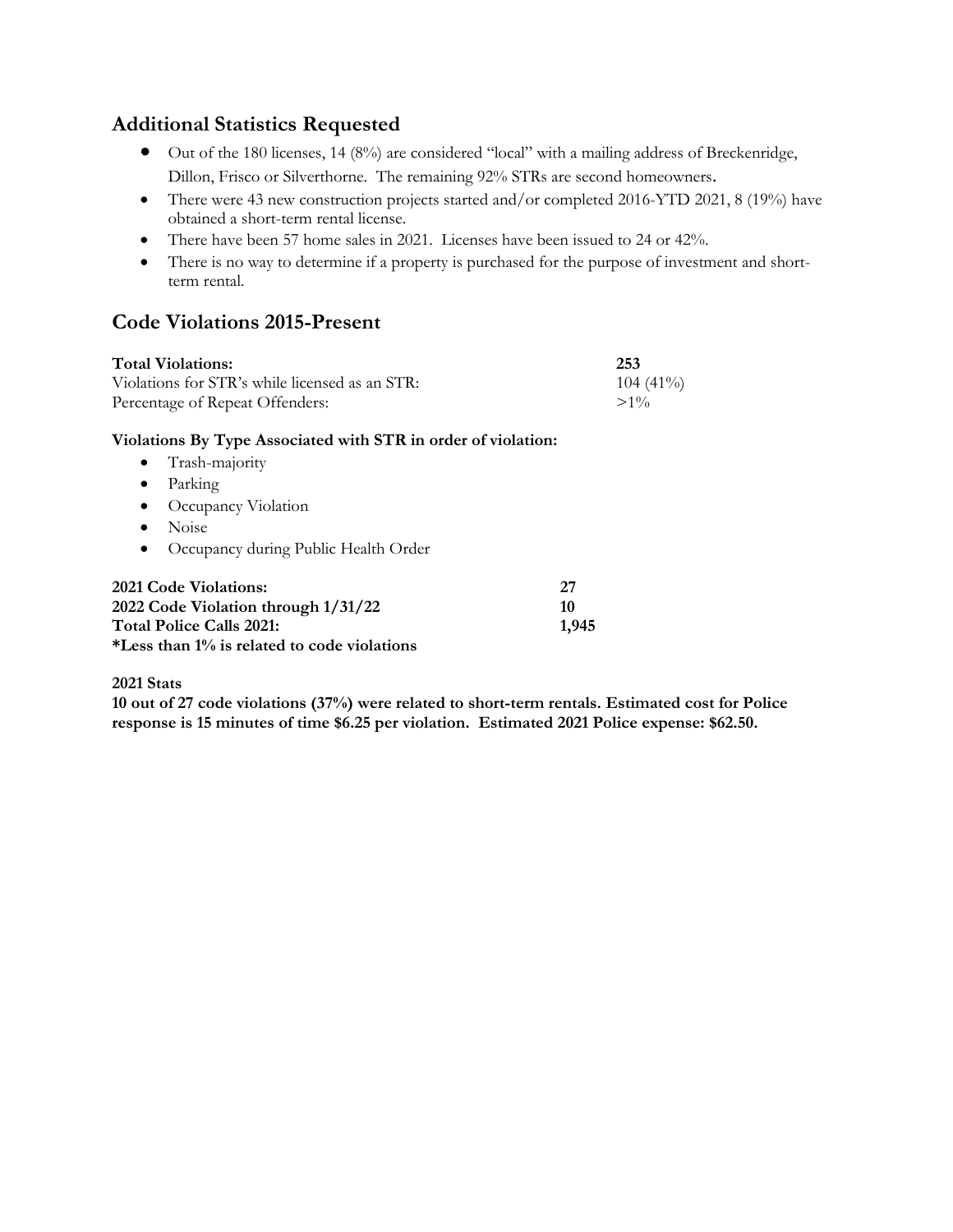## Additional Statistics Requested

- Out of the 180 licenses, 14 (8%) are considered "local" with a mailing address of Breckenridge, Dillon, Frisco or Silverthorne. The remaining 92% STRs are second homeowners.
- There were 43 new construction projects started and/or completed 2016-YTD 2021, 8 (19%) have obtained a short-term rental license.
- There have been 57 home sales in 2021. Licenses have been issued to 24 or 42%.
- There is no way to determine if a property is purchased for the purpose of investment and short-term rental.

## Code Violations 2015-Present

| **Total Violations:** | **253** |
|---|---|
| Violations for STR's while licensed as an STR: | 104 (41%) |
| Percentage of Repeat Offenders: | >1% |

**Violations By Type Associated with STR in order of violation:**

- Trash-majority
- Parking
- Occupancy Violation
- Noise
- Occupancy during Public Health Order

| **2021 Code Violations:** | **27** |
|---|---|
| **2022 Code Violation through 1/31/22** | **10** |
| **Total Police Calls 2021:** | **1,945** |

**\*Less than 1% is related to code violations**

**2021 Stats**

**10 out of 27 code violations (37%) were related to short-term rentals. Estimated cost for Police response is 15 minutes of time $6.25 per violation. Estimated 2021 Police expense: $62.50.**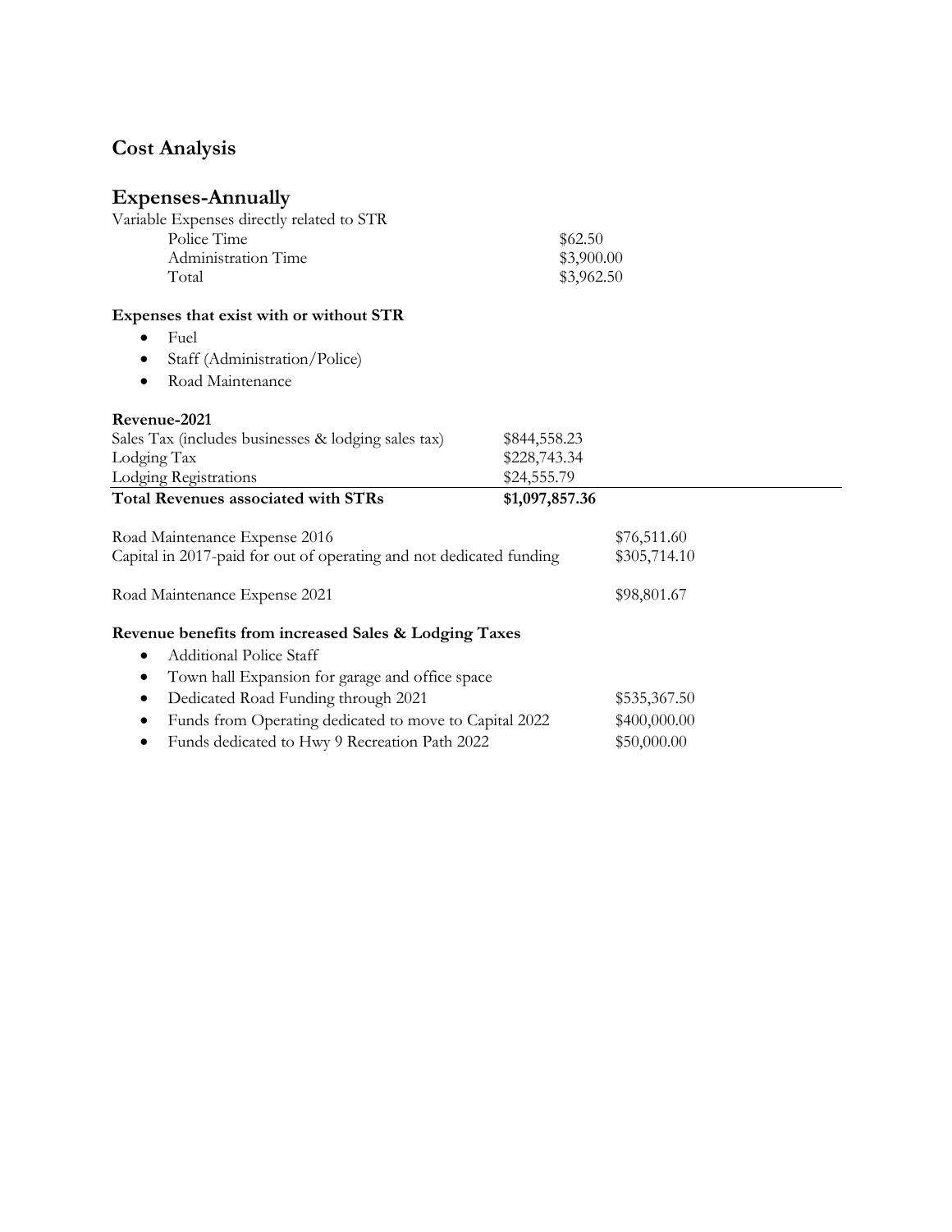## Cost Analysis

## Expenses-Annually

Variable Expenses directly related to STR

| | |
|---|---|
| Police Time | $62.50 |
| Administration Time | $3,900.00 |
| Total | $3,962.50 |

**Expenses that exist with or without STR**

- Fuel
- Staff (Administration/Police)
- Road Maintenance

**Revenue-2021**

| | |
|---|---|
| Sales Tax (includes businesses & lodging sales tax) | $844,558.23 |
| Lodging Tax | $228,743.34 |
| Lodging Registrations | $24,555.79 |
| **Total Revenues associated with STRs** | **$1,097,857.36** |

| | |
|---|---|
| Road Maintenance Expense 2016 | $76,511.60 |
| Capital in 2017-paid for out of operating and not dedicated funding | $305,714.10 |
| Road Maintenance Expense 2021 | $98,801.67 |

**Revenue benefits from increased Sales & Lodging Taxes**

- Additional Police Staff
- Town hall Expansion for garage and office space
- Dedicated Road Funding through 2021 $535,367.50
- Funds from Operating dedicated to move to Capital 2022 $400,000.00
- Funds dedicated to Hwy 9 Recreation Path 2022 $50,000.00